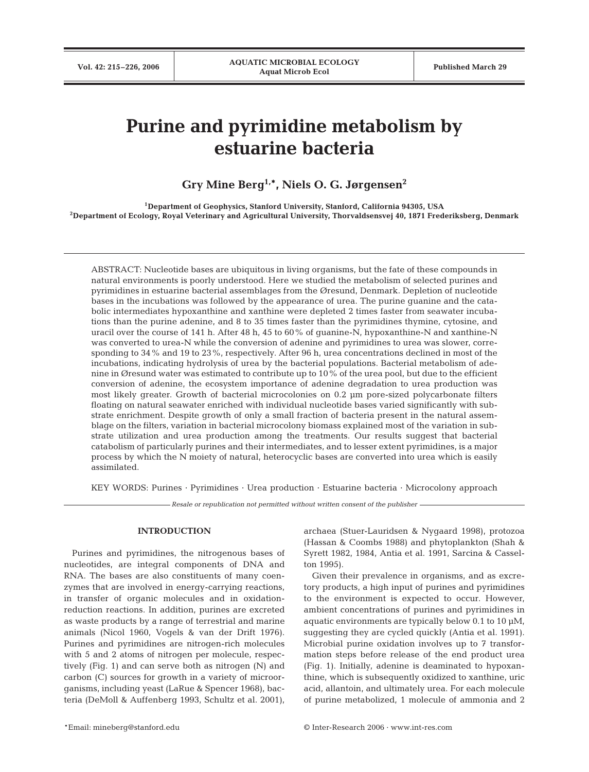# Purine and pyrimidine metabolism by estuarine bacteria

**Gry Mine Berg[1,*], Niels O. G. Jørgensen[2]**

[1]Department of Geophysics, Stanford University, Stanford, California 94305, USA
[2]Department of Ecology, Royal Veterinary and Agricultural University, Thorvaldsensvej 40, 1871 Frederiksberg, Denmark

ABSTRACT: Nucleotide bases are ubiquitous in living organisms, but the fate of these compounds in natural environments is poorly understood. Here we studied the metabolism of selected purines and pyrimidines in estuarine bacterial assemblages from the Øresund, Denmark. Depletion of nucleotide bases in the incubations was followed by the appearance of urea. The purine guanine and the catabolic intermediates hypoxanthine and xanthine were depleted 2 times faster from seawater incubations than the purine adenine, and 8 to 35 times faster than the pyrimidines thymine, cytosine, and uracil over the course of 141 h. After 48 h, 45 to 60% of guanine-N, hypoxanthine-N and xanthine-N was converted to urea-N while the conversion of adenine and pyrimidines to urea was slower, corresponding to 34% and 19 to 23%, respectively. After 96 h, urea concentrations declined in most of the incubations, indicating hydrolysis of urea by the bacterial populations. Bacterial metabolism of adenine in Øresund water was estimated to contribute up to 10% of the urea pool, but due to the efficient conversion of adenine, the ecosystem importance of adenine degradation to urea production was most likely greater. Growth of bacterial microcolonies on 0.2 µm pore-sized polycarbonate filters floating on natural seawater enriched with individual nucleotide bases varied significantly with substrate enrichment. Despite growth of only a small fraction of bacteria present in the natural assemblage on the filters, variation in bacterial microcolony biomass explained most of the variation in substrate utilization and urea production among the treatments. Our results suggest that bacterial catabolism of particularly purines and their intermediates, and to lesser extent pyrimidines, is a major process by which the N moiety of natural, heterocyclic bases are converted into urea which is easily assimilated.

KEY WORDS: Purines · Pyrimidines · Urea production · Estuarine bacteria · Microcolony approach

*Resale or republication not permitted without written consent of the publisher*

## INTRODUCTION

Purines and pyrimidines, the nitrogenous bases of nucleotides, are integral components of DNA and RNA. The bases are also constituents of many coenzymes that are involved in energy-carrying reactions, in transfer of organic molecules and in oxidation-reduction reactions. In addition, purines are excreted as waste products by a range of terrestrial and marine animals (Nicol 1960, Vogels & van der Drift 1976). Purines and pyrimidines are nitrogen-rich molecules with 5 and 2 atoms of nitrogen per molecule, respectively (Fig. 1) and can serve both as nitrogen (N) and carbon (C) sources for growth in a variety of microorganisms, including yeast (LaRue & Spencer 1968), bacteria (DeMoll & Auffenberg 1993, Schultz et al. 2001), archaea (Stuer-Lauridsen & Nygaard 1998), protozoa (Hassan & Coombs 1988) and phytoplankton (Shah & Syrett 1982, 1984, Antia et al. 1991, Sarcina & Casselton 1995).

Given their prevalence in organisms, and as excretory products, a high input of purines and pyrimidines to the environment is expected to occur. However, ambient concentrations of purines and pyrimidines in aquatic environments are typically below 0.1 to 10 µM, suggesting they are cycled quickly (Antia et al. 1991). Microbial purine oxidation involves up to 7 transformation steps before release of the end product urea (Fig. 1). Initially, adenine is deaminated to hypoxanthine, which is subsequently oxidized to xanthine, uric acid, allantoin, and ultimately urea. For each molecule of purine metabolized, 1 molecule of ammonia and 2

*Email: mineberg@stanford.edu

© Inter-Research 2006 · www.int-res.com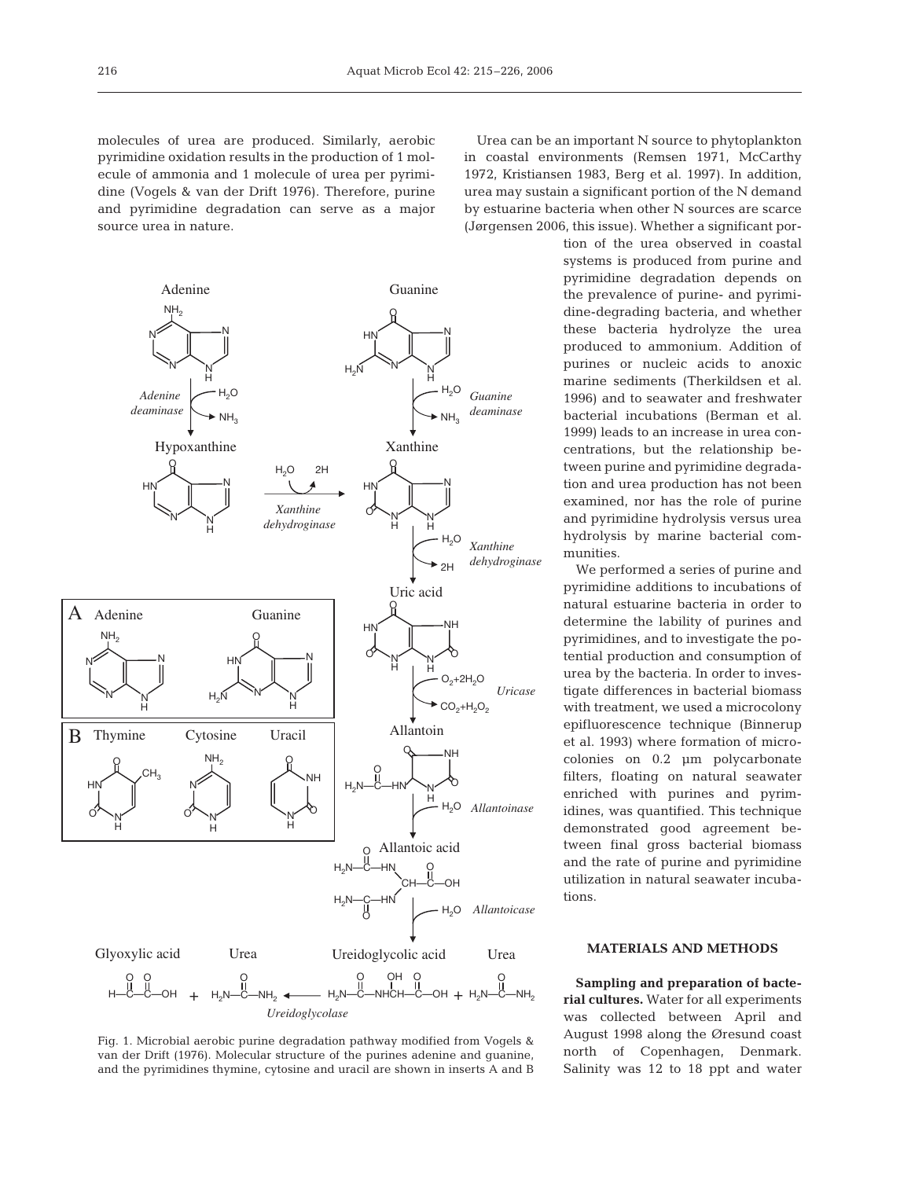molecules of urea are produced. Similarly, aerobic pyrimidine oxidation results in the production of 1 molecule of ammonia and 1 molecule of urea per pyrimidine (Vogels & van der Drift 1976). Therefore, purine and pyrimidine degradation can serve as a major source urea in nature.

Fig. 1. Microbial aerobic purine degradation pathway modified from Vogels & van der Drift (1976). Molecular structure of the purines adenine and guanine, and the pyrimidines thymine, cytosine and uracil are shown in inserts A and B

Urea can be an important N source to phytoplankton in coastal environments (Remsen 1971, McCarthy 1972, Kristiansen 1983, Berg et al. 1997). In addition, urea may sustain a significant portion of the N demand by estuarine bacteria when other N sources are scarce (Jørgensen 2006, this issue). Whether a significant portion of the urea observed in coastal systems is produced from purine and pyrimidine degradation depends on the prevalence of purine- and pyrimidine-degrading bacteria, and whether these bacteria hydrolyze the urea produced to ammonium. Addition of purines or nucleic acids to anoxic marine sediments (Therkildsen et al. 1996) and to seawater and freshwater bacterial incubations (Berman et al. 1999) leads to an increase in urea concentrations, but the relationship between purine and pyrimidine degradation and urea production has not been examined, nor has the role of purine and pyrimidine hydrolysis versus urea hydrolysis by marine bacterial communities.

We performed a series of purine and pyrimidine additions to incubations of natural estuarine bacteria in order to determine the lability of purines and pyrimidines, and to investigate the potential production and consumption of urea by the bacteria. In order to investigate differences in bacterial biomass with treatment, we used a microcolony epifluorescence technique (Binnerup et al. 1993) where formation of microcolonies on 0.2 µm polycarbonate filters, floating on natural seawater enriched with purines and pyrimidines, was quantified. This technique demonstrated good agreement between final gross bacterial biomass and the rate of purine and pyrimidine utilization in natural seawater incubations.

## MATERIALS AND METHODS

**Sampling and preparation of bacterial cultures.** Water for all experiments was collected between April and August 1998 along the Øresund coast north of Copenhagen, Denmark. Salinity was 12 to 18 ppt and water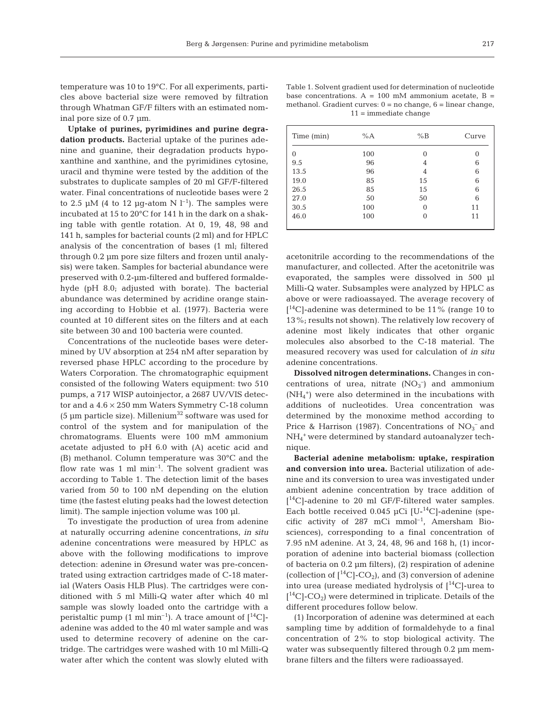temperature was 10 to 19°C. For all experiments, particles above bacterial size were removed by filtration through Whatman GF/F filters with an estimated nominal pore size of 0.7 µm.

**Uptake of purines, pyrimidines and purine degradation products.** Bacterial uptake of the purines adenine and guanine, their degradation products hypoxanthine and xanthine, and the pyrimidines cytosine, uracil and thymine were tested by the addition of the substrates to duplicate samples of 20 ml GF/F-filtered water. Final concentrations of nucleotide bases were 2 to 2.5 µM (4 to 12 µg-atom N $l^{-1}$). The samples were incubated at 15 to 20°C for 141 h in the dark on a shaking table with gentle rotation. At 0, 19, 48, 98 and 141 h, samples for bacterial counts (2 ml) and for HPLC analysis of the concentration of bases (1 ml; filtered through 0.2 µm pore size filters and frozen until analysis) were taken. Samples for bacterial abundance were preserved with 0.2-µm-filtered and buffered formaldehyde (pH 8.0; adjusted with borate). The bacterial abundance was determined by acridine orange staining according to Hobbie et al. (1977). Bacteria were counted at 10 different sites on the filters and at each site between 30 and 100 bacteria were counted.

Concentrations of the nucleotide bases were determined by UV absorption at 254 nM after separation by reversed phase HPLC according to the procedure by Waters Corporation. The chromatographic equipment consisted of the following Waters equipment: two 510 pumps, a 717 WISP autoinjector, a 2687 UV/VIS detector and a 4.6 × 250 mm Waters Symmetry C-18 column (5 µm particle size). Millenium[32] software was used for control of the system and for manipulation of the chromatograms. Eluents were 100 mM ammonium acetate adjusted to pH 6.0 with (A) acetic acid and (B) methanol. Column temperature was 30°C and the flow rate was 1 ml $min^{-1}$. The solvent gradient was according to Table 1. The detection limit of the bases varied from 50 to 100 nM depending on the elution time (the fastest eluting peaks had the lowest detection limit). The sample injection volume was 100 µl.

To investigate the production of urea from adenine at naturally occurring adenine concentrations, *in situ* adenine concentrations were measured by HPLC as above with the following modifications to improve detection: adenine in Øresund water was pre-concentrated using extraction cartridges made of C-18 material (Waters Oasis HLB Plus). The cartridges were conditioned with 5 ml Milli-Q water after which 40 ml sample was slowly loaded onto the cartridge with a peristaltic pump (1 ml $min^{-1}$). A trace amount of [$^{14}$C]-adenine was added to the 40 ml water sample and was used to determine recovery of adenine on the cartridge. The cartridges were washed with 10 ml Milli-Q water after which the content was slowly eluted with acetonitrile according to the recommendations of the manufacturer, and collected. After the acetonitrile was evaporated, the samples were dissolved in 500 µl Milli-Q water. Subsamples were analyzed by HPLC as above or were radioassayed. The average recovery of [$^{14}$C]-adenine was determined to be 11% (range 10 to 13%; results not shown). The relatively low recovery of adenine most likely indicates that other organic molecules also absorbed to the C-18 material. The measured recovery was used for calculation of *in situ* adenine concentrations.

Table 1. Solvent gradient used for determination of nucleotide base concentrations. A = 100 mM ammonium acetate, B = methanol. Gradient curves: 0 = no change, 6 = linear change, 11 = immediate change

| Time (min) | %A | %B | Curve |
|---|---|---|---|
| 0 | 100 | 0 | 0 |
| 9.5 | 96 | 4 | 6 |
| 13.5 | 96 | 4 | 6 |
| 19.0 | 85 | 15 | 6 |
| 26.5 | 85 | 15 | 6 |
| 27.0 | 50 | 50 | 6 |
| 30.5 | 100 | 0 | 11 |
| 46.0 | 100 | 0 | 11 |

**Dissolved nitrogen determinations.** Changes in concentrations of urea, nitrate ($NO_3^-$) and ammonium ($NH_4^+$) were also determined in the incubations with additions of nucleotides. Urea concentration was determined by the monoxime method according to Price & Harrison (1987). Concentrations of $NO_3^-$ and $NH_4^+$ were determined by standard autoanalyzer technique.

**Bacterial adenine metabolism: uptake, respiration and conversion into urea.** Bacterial utilization of adenine and its conversion to urea was investigated under ambient adenine concentration by trace addition of [$^{14}$C]-adenine to 20 ml GF/F-filtered water samples. Each bottle received 0.045 µCi [U-$^{14}$C]-adenine (specific activity of 287 mCi $mmol^{-1}$, Amersham Biosciences), corresponding to a final concentration of 7.95 nM adenine. At 3, 24, 48, 96 and 168 h, (1) incorporation of adenine into bacterial biomass (collection of bacteria on 0.2 µm filters), (2) respiration of adenine (collection of [$^{14}$C]-$CO_2$), and (3) conversion of adenine into urea (urease mediated hydrolysis of [$^{14}$C]-urea to [$^{14}$C]-$CO_2$) were determined in triplicate. Details of the different procedures follow below.

(1) Incorporation of adenine was determined at each sampling time by addition of formaldehyde to a final concentration of 2% to stop biological activity. The water was subsequently filtered through 0.2 µm membrane filters and the filters were radioassayed.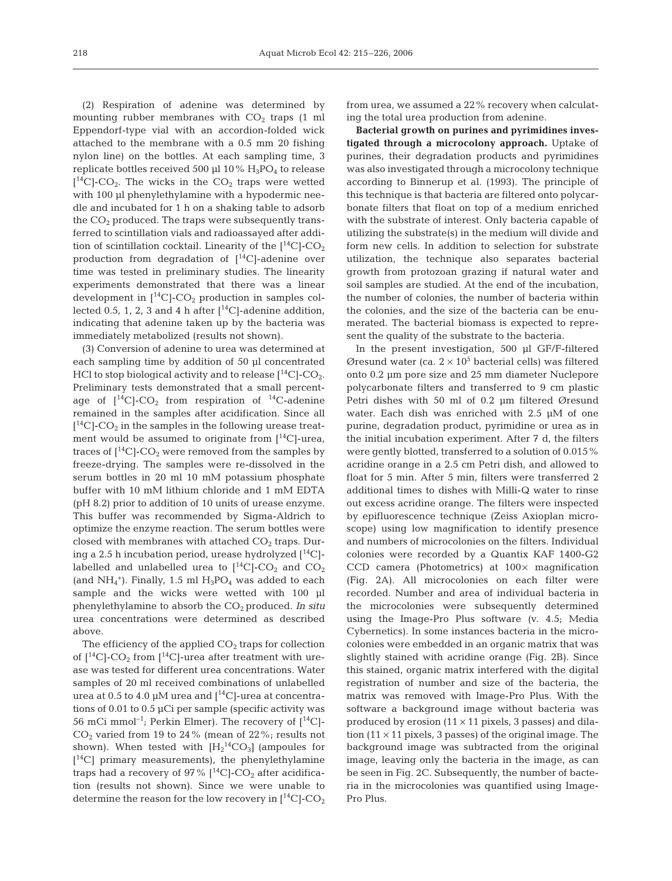(2) Respiration of adenine was determined by mounting rubber membranes with $CO_2$ traps (1 ml Eppendorf-type vial with an accordion-folded wick attached to the membrane with a 0.5 mm 20 fishing nylon line) on the bottles. At each sampling time, 3 replicate bottles received 500 µl 10% $H_3PO_4$ to release [$^{14}$C]-$CO_2$. The wicks in the $CO_2$ traps were wetted with 100 µl phenylethylamine with a hypodermic needle and incubated for 1 h on a shaking table to adsorb the $CO_2$ produced. The traps were subsequently transferred to scintillation vials and radioassayed after addition of scintillation cocktail. Linearity of the [$^{14}$C]-$CO_2$ production from degradation of [$^{14}$C]-adenine over time was tested in preliminary studies. The linearity experiments demonstrated that there was a linear development in [$^{14}$C]-$CO_2$ production in samples collected 0.5, 1, 2, 3 and 4 h after [$^{14}$C]-adenine addition, indicating that adenine taken up by the bacteria was immediately metabolized (results not shown).

(3) Conversion of adenine to urea was determined at each sampling time by addition of 50 µl concentrated HCl to stop biological activity and to release [$^{14}$C]-$CO_2$. Preliminary tests demonstrated that a small percentage of [$^{14}$C]-$CO_2$ from respiration of $^{14}$C-adenine remained in the samples after acidification. Since all [$^{14}$C]-$CO_2$ in the samples in the following urease treatment would be assumed to originate from [$^{14}$C]-urea, traces of [$^{14}$C]-$CO_2$ were removed from the samples by freeze-drying. The samples were re-dissolved in the serum bottles in 20 ml 10 mM potassium phosphate buffer with 10 mM lithium chloride and 1 mM EDTA (pH 8.2) prior to addition of 10 units of urease enzyme. This buffer was recommended by Sigma-Aldrich to optimize the enzyme reaction. The serum bottles were closed with membranes with attached $CO_2$ traps. During a 2.5 h incubation period, urease hydrolyzed [$^{14}$C]-labelled and unlabelled urea to [$^{14}$C]-$CO_2$ and $CO_2$ (and $NH_4^+$). Finally, 1.5 ml $H_3PO_4$ was added to each sample and the wicks were wetted with 100 µl phenylethylamine to absorb the $CO_2$ produced. *In situ* urea concentrations were determined as described above.

The efficiency of the applied $CO_2$ traps for collection of [$^{14}$C]-$CO_2$ from [$^{14}$C]-urea after treatment with urease was tested for different urea concentrations. Water samples of 20 ml received combinations of unlabelled urea at 0.5 to 4.0 µM urea and [$^{14}$C]-urea at concentrations of 0.01 to 0.5 µCi per sample (specific activity was 56 mCi mmol$^{-1}$; Perkin Elmer). The recovery of [$^{14}$C]-$CO_2$ varied from 19 to 24% (mean of 22%; results not shown). When tested with [$H_2{}^{14}CO_3$] (ampoules for [$^{14}$C] primary measurements), the phenylethylamine traps had a recovery of 97% [$^{14}$C]-$CO_2$ after acidification (results not shown). Since we were unable to determine the reason for the low recovery in [$^{14}$C]-$CO_2$ from urea, we assumed a 22% recovery when calculating the total urea production from adenine.

**Bacterial growth on purines and pyrimidines investigated through a microcolony approach.** Uptake of purines, their degradation products and pyrimidines was also investigated through a microcolony technique according to Binnerup et al. (1993). The principle of this technique is that bacteria are filtered onto polycarbonate filters that float on top of a medium enriched with the substrate of interest. Only bacteria capable of utilizing the substrate(s) in the medium will divide and form new cells. In addition to selection for substrate utilization, the technique also separates bacterial growth from protozoan grazing if natural water and soil samples are studied. At the end of the incubation, the number of colonies, the number of bacteria within the colonies, and the size of the bacteria can be enumerated. The bacterial biomass is expected to represent the quality of the substrate to the bacteria.

In the present investigation, 500 µl GF/F-filtered Øresund water (ca. $2 \times 10^5$ bacterial cells) was filtered onto 0.2 µm pore size and 25 mm diameter Nuclepore polycarbonate filters and transferred to 9 cm plastic Petri dishes with 50 ml of 0.2 µm filtered Øresund water. Each dish was enriched with 2.5 µM of one purine, degradation product, pyrimidine or urea as in the initial incubation experiment. After 7 d, the filters were gently blotted, transferred to a solution of 0.015% acridine orange in a 2.5 cm Petri dish, and allowed to float for 5 min. After 5 min, filters were transferred 2 additional times to dishes with Milli-Q water to rinse out excess acridine orange. The filters were inspected by epifluorescence technique (Zeiss Axioplan microscope) using low magnification to identify presence and numbers of microcolonies on the filters. Individual colonies were recorded by a Quantix KAF 1400-G2 CCD camera (Photometrics) at 100× magnification (Fig. 2A). All microcolonies on each filter were recorded. Number and area of individual bacteria in the microcolonies were subsequently determined using the Image-Pro Plus software (v. 4.5; Media Cybernetics). In some instances bacteria in the microcolonies were embedded in an organic matrix that was slightly stained with acridine orange (Fig. 2B). Since this stained, organic matrix interfered with the digital registration of number and size of the bacteria, the matrix was removed with Image-Pro Plus. With the software a background image without bacteria was produced by erosion (11 × 11 pixels, 3 passes) and dilation (11 × 11 pixels, 3 passes) of the original image. The background image was subtracted from the original image, leaving only the bacteria in the image, as can be seen in Fig. 2C. Subsequently, the number of bacteria in the microcolonies was quantified using Image-Pro Plus.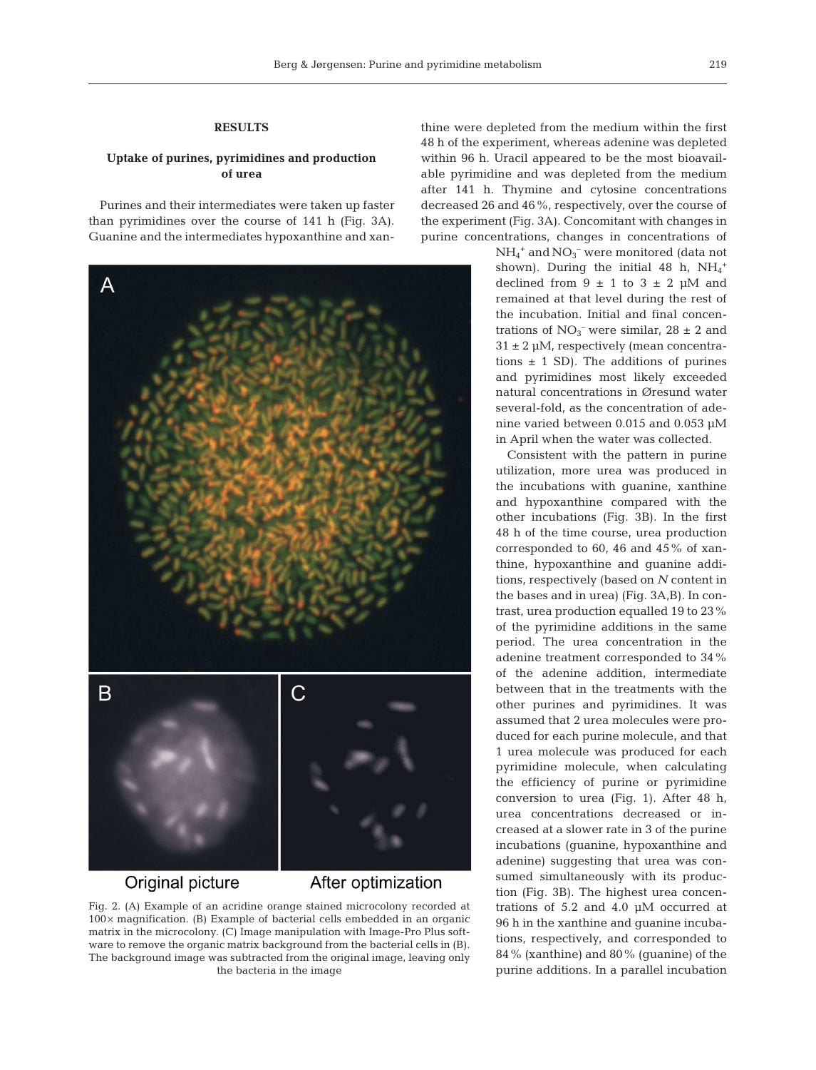## RESULTS

### Uptake of purines, pyrimidines and production of urea

Purines and their intermediates were taken up faster than pyrimidines over the course of 141 h (Fig. 3A). Guanine and the intermediates hypoxanthine and xanthine were depleted from the medium within the first 48 h of the experiment, whereas adenine was depleted within 96 h. Uracil appeared to be the most bioavailable pyrimidine and was depleted from the medium after 141 h. Thymine and cytosine concentrations decreased 26 and 46%, respectively, over the course of the experiment (Fig. 3A). Concomitant with changes in purine concentrations, changes in concentrations of $NH_4^+$ and $NO_3^-$ were monitored (data not shown). During the initial 48 h, $NH_4^+$ declined from 9 ± 1 to 3 ± 2 µM and remained at that level during the rest of the incubation. Initial and final concentrations of $NO_3^-$ were similar, 28 ± 2 and 31 ± 2 µM, respectively (mean concentrations ± 1 SD). The additions of purines and pyrimidines most likely exceeded natural concentrations in Øresund water several-fold, as the concentration of adenine varied between 0.015 and 0.053 µM in April when the water was collected.

Consistent with the pattern in purine utilization, more urea was produced in the incubations with guanine, xanthine and hypoxanthine compared with the other incubations (Fig. 3B). In the first 48 h of the time course, urea production corresponded to 60, 46 and 45% of xanthine, hypoxanthine and guanine additions, respectively (based on *N* content in the bases and in urea) (Fig. 3A,B). In contrast, urea production equalled 19 to 23% of the pyrimidine additions in the same period. The urea concentration in the adenine treatment corresponded to 34% of the adenine addition, intermediate between that in the treatments with the other purines and pyrimidines. It was assumed that 2 urea molecules were produced for each purine molecule, and that 1 urea molecule was produced for each pyrimidine molecule, when calculating the efficiency of purine or pyrimidine conversion to urea (Fig. 1). After 48 h, urea concentrations decreased or increased at a slower rate in 3 of the purine incubations (guanine, hypoxanthine and adenine) suggesting that urea was consumed simultaneously with its production (Fig. 3B). The highest urea concentrations of 5.2 and 4.0 µM occurred at 96 h in the xanthine and guanine incubations, respectively, and corresponded to 84% (xanthine) and 80% (guanine) of the purine additions. In a parallel incubation

Fig. 2. (A) Example of an acridine orange stained microcolony recorded at 100× magnification. (B) Example of bacterial cells embedded in an organic matrix in the microcolony. (C) Image manipulation with Image-Pro Plus software to remove the organic matrix background from the bacterial cells in (B). The background image was subtracted from the original image, leaving only the bacteria in the image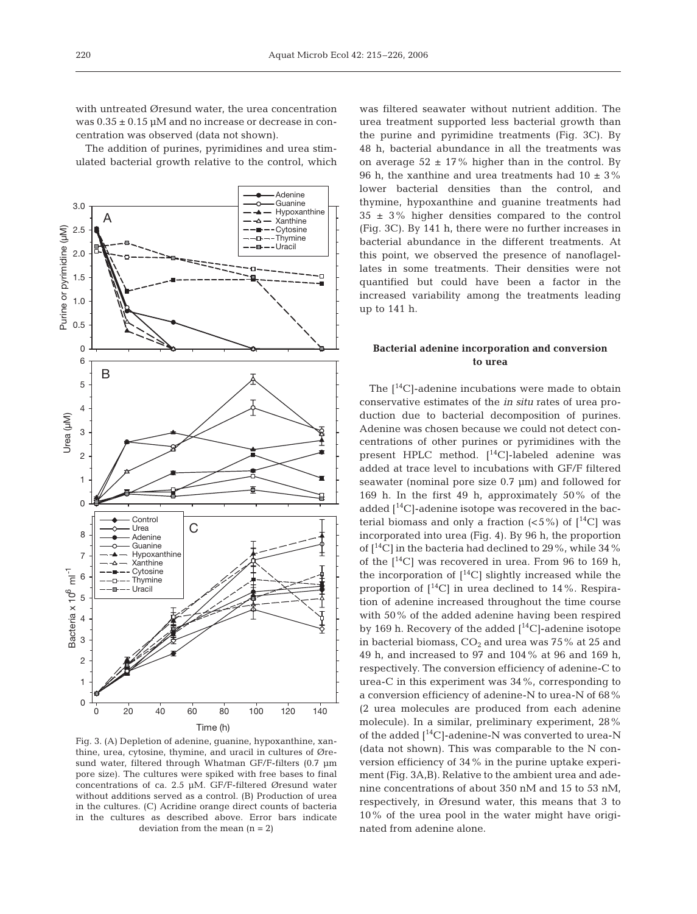with untreated Øresund water, the urea concentration was 0.35 ± 0.15 µM and no increase or decrease in concentration was observed (data not shown).

The addition of purines, pyrimidines and urea stimulated bacterial growth relative to the control, which was filtered seawater without nutrient addition. The urea treatment supported less bacterial growth than the purine and pyrimidine treatments (Fig. 3C). By 48 h, bacterial abundance in all the treatments was on average 52 ± 17% higher than in the control. By 96 h, the xanthine and urea treatments had 10 ± 3% lower bacterial densities than the control, and thymine, hypoxanthine and guanine treatments had 35 ± 3% higher densities compared to the control (Fig. 3C). By 141 h, there were no further increases in bacterial abundance in the different treatments. At this point, we observed the presence of nanoflagellates in some treatments. Their densities were not quantified but could have been a factor in the increased variability among the treatments leading up to 141 h.

Fig. 3. (A) Depletion of adenine, guanine, hypoxanthine, xanthine, urea, cytosine, thymine, and uracil in cultures of Øresund water, filtered through Whatman GF/F-filters (0.7 µm pore size). The cultures were spiked with free bases to final concentrations of ca. 2.5 µM. GF/F-filtered Øresund water without additions served as a control. (B) Production of urea in the cultures. (C) Acridine orange direct counts of bacteria in the cultures as described above. Error bars indicate deviation from the mean (n = 2)

### Bacterial adenine incorporation and conversion to urea

The [$^{14}$C]-adenine incubations were made to obtain conservative estimates of the *in situ* rates of urea production due to bacterial decomposition of purines. Adenine was chosen because we could not detect concentrations of other purines or pyrimidines with the present HPLC method. [$^{14}$C]-labeled adenine was added at trace level to incubations with GF/F filtered seawater (nominal pore size 0.7 µm) and followed for 169 h. In the first 49 h, approximately 50% of the added [$^{14}$C]-adenine isotope was recovered in the bacterial biomass and only a fraction (<5%) of [$^{14}$C] was incorporated into urea (Fig. 4). By 96 h, the proportion of [$^{14}$C] in the bacteria had declined to 29%, while 34% of the [$^{14}$C] was recovered in urea. From 96 to 169 h, the incorporation of [$^{14}$C] slightly increased while the proportion of [$^{14}$C] in urea declined to 14%. Respiration of adenine increased throughout the time course with 50% of the added adenine having been respired by 169 h. Recovery of the added [$^{14}$C]-adenine isotope in bacterial biomass, $CO_2$ and urea was 75% at 25 and 49 h, and increased to 97 and 104% at 96 and 169 h, respectively. The conversion efficiency of adenine-C to urea-C in this experiment was 34%, corresponding to a conversion efficiency of adenine-N to urea-N of 68% (2 urea molecules are produced from each adenine molecule). In a similar, preliminary experiment, 28% of the added [$^{14}$C]-adenine-N was converted to urea-N (data not shown). This was comparable to the N conversion efficiency of 34% in the purine uptake experiment (Fig. 3A,B). Relative to the ambient urea and adenine concentrations of about 350 nM and 15 to 53 nM, respectively, in Øresund water, this means that 3 to 10% of the urea pool in the water might have originated from adenine alone.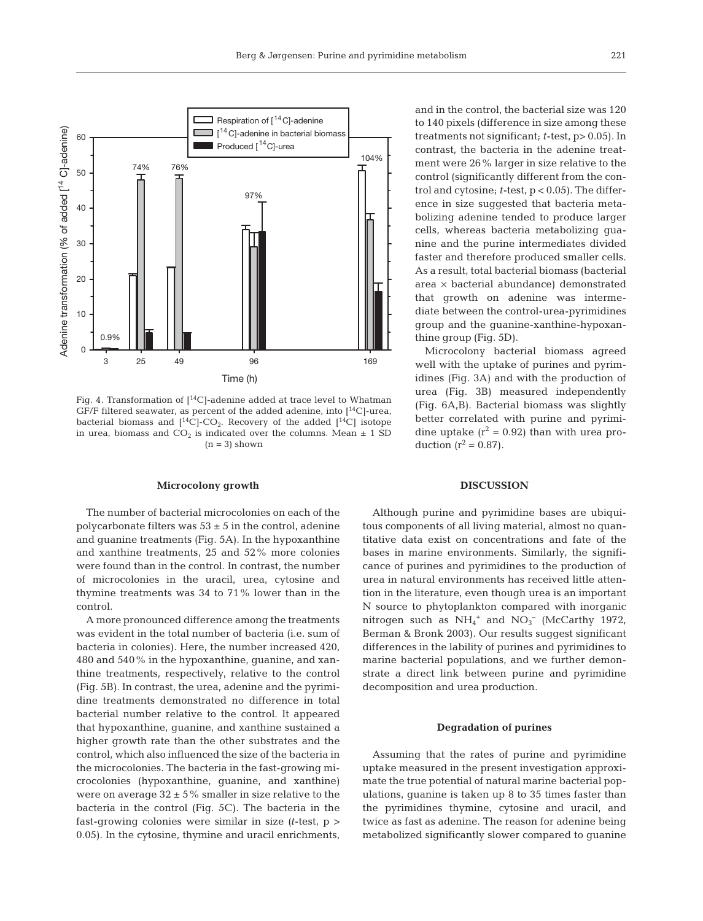Fig. 4. Transformation of [$^{14}$C]-adenine added at trace level to Whatman GF/F filtered seawater, as percent of the added adenine, into [$^{14}$C]-urea, bacterial biomass and [$^{14}$C]-$CO_2$. Recovery of the added [$^{14}$C] isotope in urea, biomass and $CO_2$ is indicated over the columns. Mean ± 1 SD (n = 3) shown

### Microcolony growth

The number of bacterial microcolonies on each of the polycarbonate filters was 53 ± 5 in the control, adenine and guanine treatments (Fig. 5A). In the hypoxanthine and xanthine treatments, 25 and 52% more colonies were found than in the control. In contrast, the number of microcolonies in the uracil, urea, cytosine and thymine treatments was 34 to 71% lower than in the control.

A more pronounced difference among the treatments was evident in the total number of bacteria (i.e. sum of bacteria in colonies). Here, the number increased 420, 480 and 540% in the hypoxanthine, guanine, and xanthine treatments, respectively, relative to the control (Fig. 5B). In contrast, the urea, adenine and the pyrimidine treatments demonstrated no difference in total bacterial number relative to the control. It appeared that hypoxanthine, guanine, and xanthine sustained a higher growth rate than the other substrates and the control, which also influenced the size of the bacteria in the microcolonies. The bacteria in the fast-growing microcolonies (hypoxanthine, guanine, and xanthine) were on average 32 ± 5% smaller in size relative to the bacteria in the control (Fig. 5C). The bacteria in the fast-growing colonies were similar in size (*t*-test, $p > 0.05$). In the cytosine, thymine and uracil enrichments, and in the control, the bacterial size was 120 to 140 pixels (difference in size among these treatments not significant; *t*-test, $p > 0.05$). In contrast, the bacteria in the adenine treatment were 26% larger in size relative to the control (significantly different from the control and cytosine; *t*-test, $p < 0.05$). The difference in size suggested that bacteria metabolizing adenine tended to produce larger cells, whereas bacteria metabolizing guanine and the purine intermediates divided faster and therefore produced smaller cells. As a result, total bacterial biomass (bacterial area × bacterial abundance) demonstrated that growth on adenine was intermediate between the control-urea-pyrimidines group and the guanine-xanthine-hypoxanthine group (Fig. 5D).

Microcolony bacterial biomass agreed well with the uptake of purines and pyrimidines (Fig. 3A) and with the production of urea (Fig. 3B) measured independently (Fig. 6A,B). Bacterial biomass was slightly better correlated with purine and pyrimidine uptake ($r^2 = 0.92$) than with urea production ($r^2 = 0.87$).

## DISCUSSION

Although purine and pyrimidine bases are ubiquitous components of all living material, almost no quantitative data exist on concentrations and fate of the bases in marine environments. Similarly, the significance of purines and pyrimidines to the production of urea in natural environments has received little attention in the literature, even though urea is an important N source to phytoplankton compared with inorganic nitrogen such as $NH_4^+$ and $NO_3^-$ (McCarthy 1972, Berman & Bronk 2003). Our results suggest significant differences in the lability of purines and pyrimidines to marine bacterial populations, and we further demonstrate a direct link between purine and pyrimidine decomposition and urea production.

### Degradation of purines

Assuming that the rates of purine and pyrimidine uptake measured in the present investigation approximate the true potential of natural marine bacterial populations, guanine is taken up 8 to 35 times faster than the pyrimidines thymine, cytosine and uracil, and twice as fast as adenine. The reason for adenine being metabolized significantly slower compared to guanine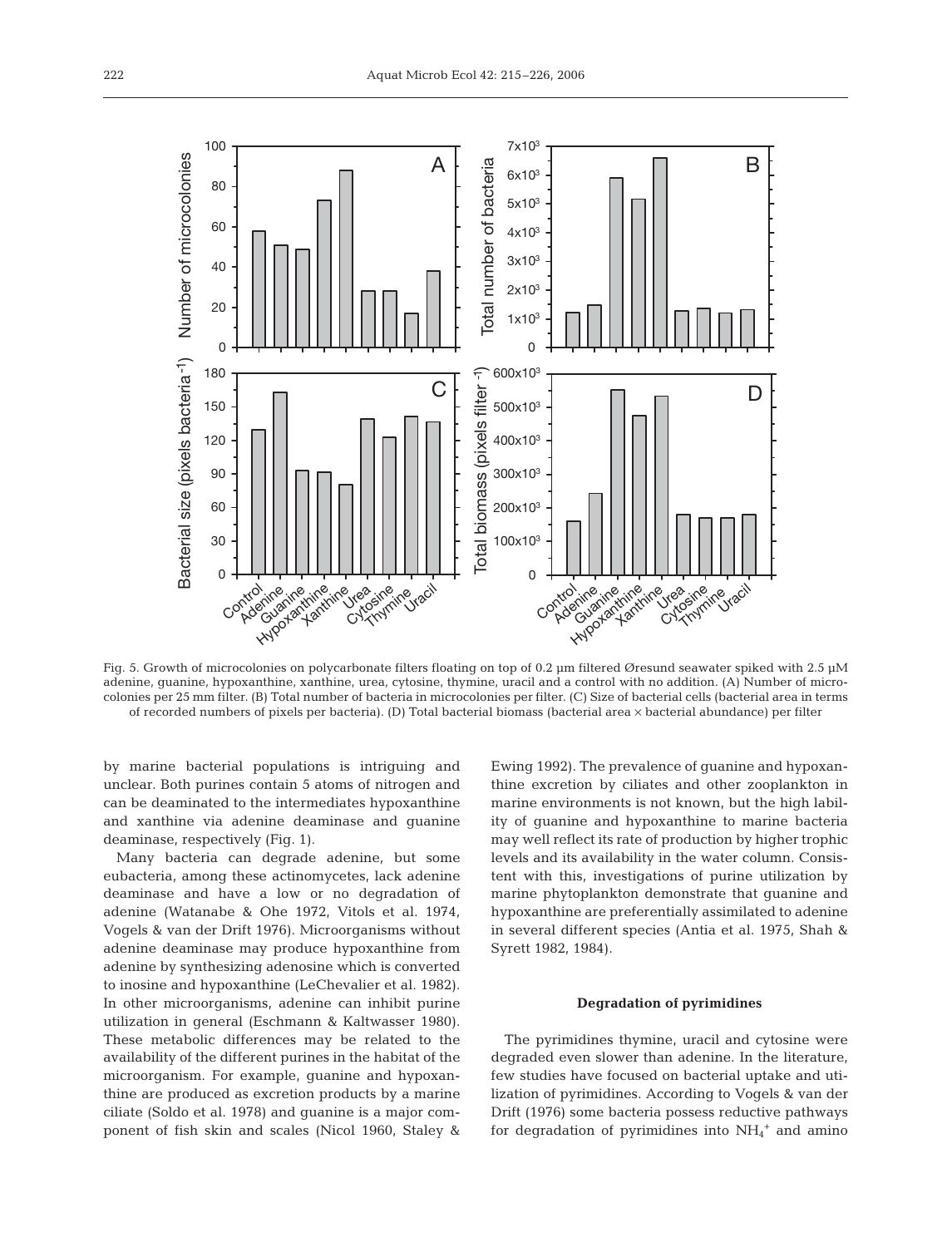Fig. 5. Growth of microcolonies on polycarbonate filters floating on top of 0.2 µm filtered Øresund seawater spiked with 2.5 µM adenine, guanine, hypoxanthine, xanthine, urea, cytosine, thymine, uracil and a control with no addition. (A) Number of microcolonies per 25 mm filter. (B) Total number of bacteria in microcolonies per filter. (C) Size of bacterial cells (bacterial area in terms of recorded numbers of pixels per bacteria). (D) Total bacterial biomass (bacterial area × bacterial abundance) per filter

by marine bacterial populations is intriguing and unclear. Both purines contain 5 atoms of nitrogen and can be deaminated to the intermediates hypoxanthine and xanthine via adenine deaminase and guanine deaminase, respectively (Fig. 1).

Many bacteria can degrade adenine, but some eubacteria, among these actinomycetes, lack adenine deaminase and have a low or no degradation of adenine (Watanabe & Ohe 1972, Vitols et al. 1974, Vogels & van der Drift 1976). Microorganisms without adenine deaminase may produce hypoxanthine from adenine by synthesizing adenosine which is converted to inosine and hypoxanthine (LeChevalier et al. 1982). In other microorganisms, adenine can inhibit purine utilization in general (Eschmann & Kaltwasser 1980). These metabolic differences may be related to the availability of the different purines in the habitat of the microorganism. For example, guanine and hypoxanthine are produced as excretion products by a marine ciliate (Soldo et al. 1978) and guanine is a major component of fish skin and scales (Nicol 1960, Staley & Ewing 1992). The prevalence of guanine and hypoxanthine excretion by ciliates and other zooplankton in marine environments is not known, but the high lability of guanine and hypoxanthine to marine bacteria may well reflect its rate of production by higher trophic levels and its availability in the water column. Consistent with this, investigations of purine utilization by marine phytoplankton demonstrate that guanine and hypoxanthine are preferentially assimilated to adenine in several different species (Antia et al. 1975, Shah & Syrett 1982, 1984).

### Degradation of pyrimidines

The pyrimidines thymine, uracil and cytosine were degraded even slower than adenine. In the literature, few studies have focused on bacterial uptake and utilization of pyrimidines. According to Vogels & van der Drift (1976) some bacteria possess reductive pathways for degradation of pyrimidines into $NH_4^+$ and amino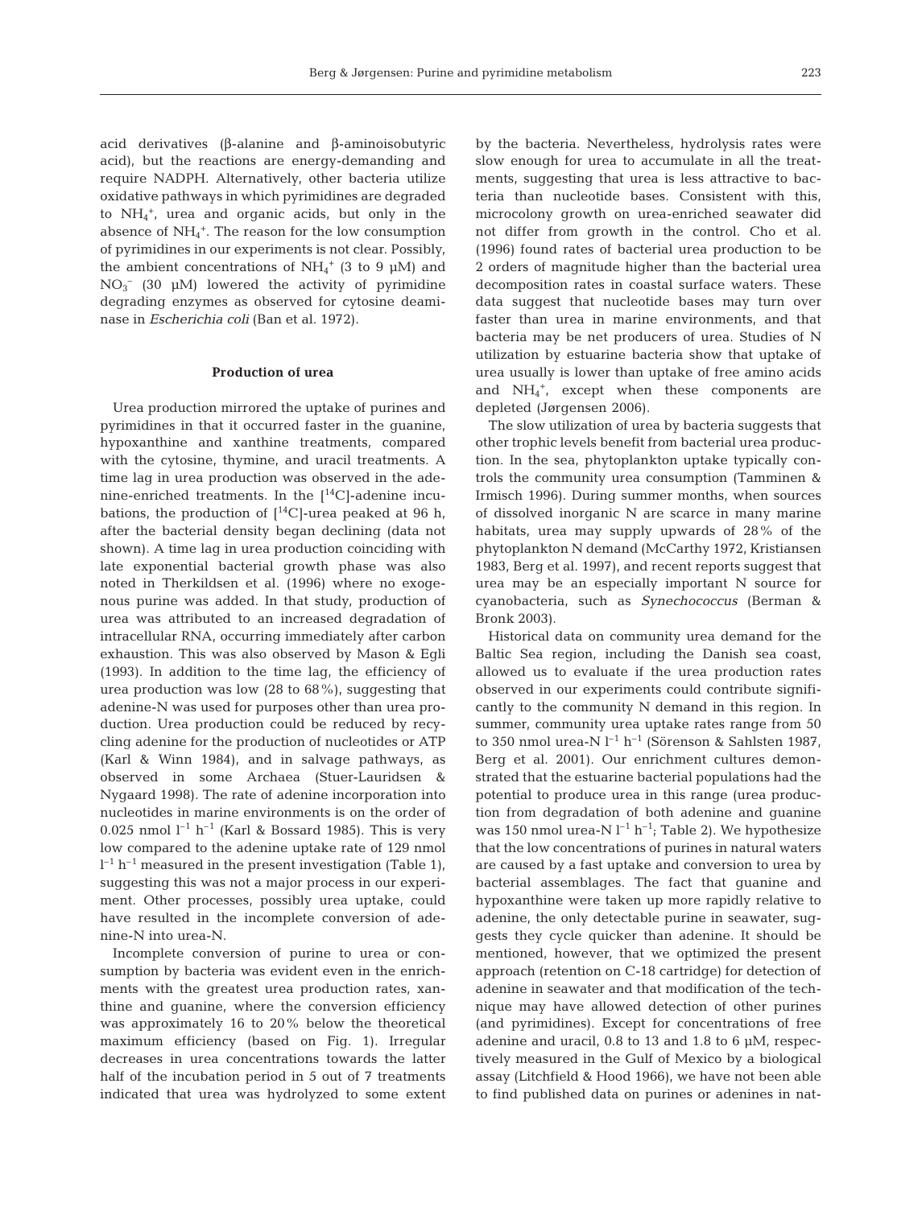acid derivatives (β-alanine and β-aminoisobutyric acid), but the reactions are energy-demanding and require NADPH. Alternatively, other bacteria utilize oxidative pathways in which pyrimidines are degraded to $NH_4^+$, urea and organic acids, but only in the absence of $NH_4^+$. The reason for the low consumption of pyrimidines in our experiments is not clear. Possibly, the ambient concentrations of $NH_4^+$ (3 to 9 µM) and $NO_3^-$ (30 µM) lowered the activity of pyrimidine degrading enzymes as observed for cytosine deaminase in *Escherichia coli* (Ban et al. 1972).

### Production of urea

Urea production mirrored the uptake of purines and pyrimidines in that it occurred faster in the guanine, hypoxanthine and xanthine treatments, compared with the cytosine, thymine, and uracil treatments. A time lag in urea production was observed in the adenine-enriched treatments. In the [$^{14}$C]-adenine incubations, the production of [$^{14}$C]-urea peaked at 96 h, after the bacterial density began declining (data not shown). A time lag in urea production coinciding with late exponential bacterial growth phase was also noted in Therkildsen et al. (1996) where no exogenous purine was added. In that study, production of urea was attributed to an increased degradation of intracellular RNA, occurring immediately after carbon exhaustion. This was also observed by Mason & Egli (1993). In addition to the time lag, the efficiency of urea production was low (28 to 68%), suggesting that adenine-N was used for purposes other than urea production. Urea production could be reduced by recycling adenine for the production of nucleotides or ATP (Karl & Winn 1984), and in salvage pathways, as observed in some Archaea (Stuer-Lauridsen & Nygaard 1998). The rate of adenine incorporation into nucleotides in marine environments is on the order of 0.025 nmol $l^{-1}$ $h^{-1}$ (Karl & Bossard 1985). This is very low compared to the adenine uptake rate of 129 nmol $l^{-1}$ $h^{-1}$ measured in the present investigation (Table 1), suggesting this was not a major process in our experiment. Other processes, possibly urea uptake, could have resulted in the incomplete conversion of adenine-N into urea-N.

Incomplete conversion of purine to urea or consumption by bacteria was evident even in the enrichments with the greatest urea production rates, xanthine and guanine, where the conversion efficiency was approximately 16 to 20% below the theoretical maximum efficiency (based on Fig. 1). Irregular decreases in urea concentrations towards the latter half of the incubation period in 5 out of 7 treatments indicated that urea was hydrolyzed to some extent by the bacteria. Nevertheless, hydrolysis rates were slow enough for urea to accumulate in all the treatments, suggesting that urea is less attractive to bacteria than nucleotide bases. Consistent with this, microcolony growth on urea-enriched seawater did not differ from growth in the control. Cho et al. (1996) found rates of bacterial urea production to be 2 orders of magnitude higher than the bacterial urea decomposition rates in coastal surface waters. These data suggest that nucleotide bases may turn over faster than urea in marine environments, and that bacteria may be net producers of urea. Studies of N utilization by estuarine bacteria show that uptake of urea usually is lower than uptake of free amino acids and $NH_4^+$, except when these components are depleted (Jørgensen 2006).

The slow utilization of urea by bacteria suggests that other trophic levels benefit from bacterial urea production. In the sea, phytoplankton uptake typically controls the community urea consumption (Tamminen & Irmisch 1996). During summer months, when sources of dissolved inorganic N are scarce in many marine habitats, urea may supply upwards of 28% of the phytoplankton N demand (McCarthy 1972, Kristiansen 1983, Berg et al. 1997), and recent reports suggest that urea may be an especially important N source for cyanobacteria, such as *Synechococcus* (Berman & Bronk 2003).

Historical data on community urea demand for the Baltic Sea region, including the Danish sea coast, allowed us to evaluate if the urea production rates observed in our experiments could contribute significantly to the community N demand in this region. In summer, community urea uptake rates range from 50 to 350 nmol urea-N $l^{-1}$ $h^{-1}$ (Sörenson & Sahlsten 1987, Berg et al. 2001). Our enrichment cultures demonstrated that the estuarine bacterial populations had the potential to produce urea in this range (urea production from degradation of both adenine and guanine was 150 nmol urea-N $l^{-1}$ $h^{-1}$; Table 2). We hypothesize that the low concentrations of purines in natural waters are caused by a fast uptake and conversion to urea by bacterial assemblages. The fact that guanine and hypoxanthine were taken up more rapidly relative to adenine, the only detectable purine in seawater, suggests they cycle quicker than adenine. It should be mentioned, however, that we optimized the present approach (retention on C-18 cartridge) for detection of adenine in seawater and that modification of the technique may have allowed detection of other purines (and pyrimidines). Except for concentrations of free adenine and uracil, 0.8 to 13 and 1.8 to 6 µM, respectively measured in the Gulf of Mexico by a biological assay (Litchfield & Hood 1966), we have not been able to find published data on purines or adenines in nat-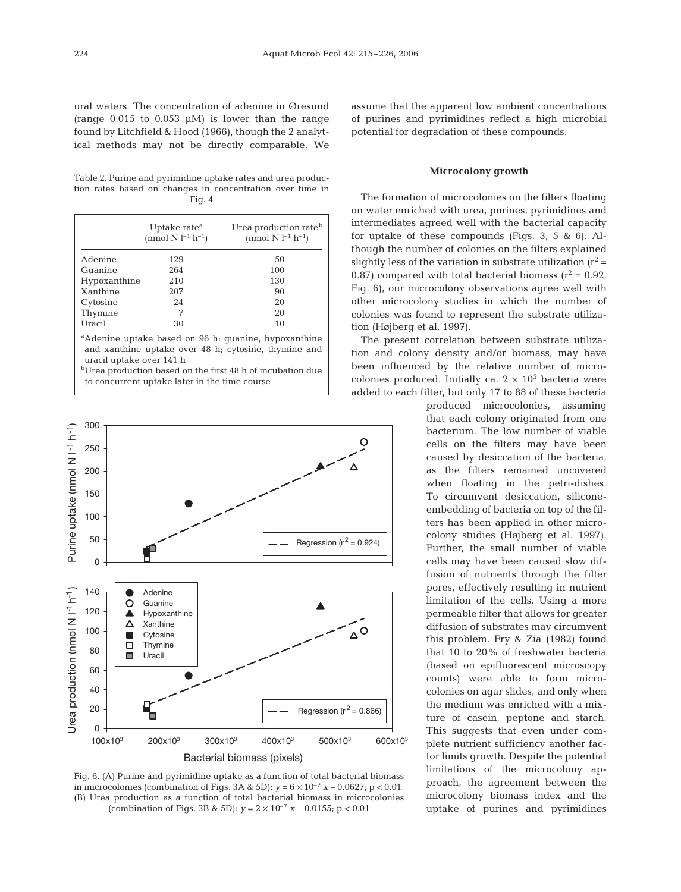ural waters. The concentration of adenine in Øresund (range 0.015 to 0.053 µM) is lower than the range found by Litchfield & Hood (1966), though the 2 analytical methods may not be directly comparable. We assume that the apparent low ambient concentrations of purines and pyrimidines reflect a high microbial potential for degradation of these compounds.

Table 2. Purine and pyrimidine uptake rates and urea production rates based on changes in concentration over time in Fig. 4

| | Uptake rate[a] (nmol N $l^{-1}$ $h^{-1}$) | Urea production rate[b] (nmol N $l^{-1}$ $h^{-1}$) |
|---|---|---|
| Adenine | 129 | 50 |
| Guanine | 264 | 100 |
| Hypoxanthine | 210 | 130 |
| Xanthine | 207 | 90 |
| Cytosine | 24 | 20 |
| Thymine | 7 | 20 |
| Uracil | 30 | 10 |

[a]Adenine uptake based on 96 h; guanine, hypoxanthine and xanthine uptake over 48 h; cytosine, thymine and uracil uptake over 141 h

[b]Urea production based on the first 48 h of incubation due to concurrent uptake later in the time course

Fig. 6. (A) Purine and pyrimidine uptake as a function of total bacterial biomass in microcolonies (combination of Figs. 3A & 5D): $y = 6 \times 10^{-7}\ x - 0.0627$; $p < 0.01$. (B) Urea production as a function of total bacterial biomass in microcolonies (combination of Figs. 3B & 5D): $y = 2 \times 10^{-7}\ x - 0.0155$; $p < 0.01$

### Microcolony growth

The formation of microcolonies on the filters floating on water enriched with urea, purines, pyrimidines and intermediates agreed well with the bacterial capacity for uptake of these compounds (Figs. 3, 5 & 6). Although the number of colonies on the filters explained slightly less of the variation in substrate utilization ($r^2$ = 0.87) compared with total bacterial biomass ($r^2$ = 0.92, Fig. 6), our microcolony observations agree well with other microcolony studies in which the number of colonies was found to represent the substrate utilization (Højberg et al. 1997).

The present correlation between substrate utilization and colony density and/or biomass, may have been influenced by the relative number of microcolonies produced. Initially ca. $2 \times 10^5$ bacteria were added to each filter, but only 17 to 88 of these bacteria produced microcolonies, assuming that each colony originated from one bacterium. The low number of viable cells on the filters may have been caused by desiccation of the bacteria, as the filters remained uncovered when floating in the petri-dishes. To circumvent desiccation, silicone-embedding of bacteria on top of the filters has been applied in other microcolony studies (Højberg et al. 1997). Further, the small number of viable cells may have been caused slow diffusion of nutrients through the filter pores, effectively resulting in nutrient limitation of the cells. Using a more permeable filter that allows for greater diffusion of substrates may circumvent this problem. Fry & Zia (1982) found that 10 to 20% of freshwater bacteria (based on epifluorescent microscopy counts) were able to form microcolonies on agar slides, and only when the medium was enriched with a mixture of casein, peptone and starch. This suggests that even under complete nutrient sufficiency another factor limits growth. Despite the potential limitations of the microcolony approach, the agreement between the microcolony biomass index and the uptake of purines and pyrimidines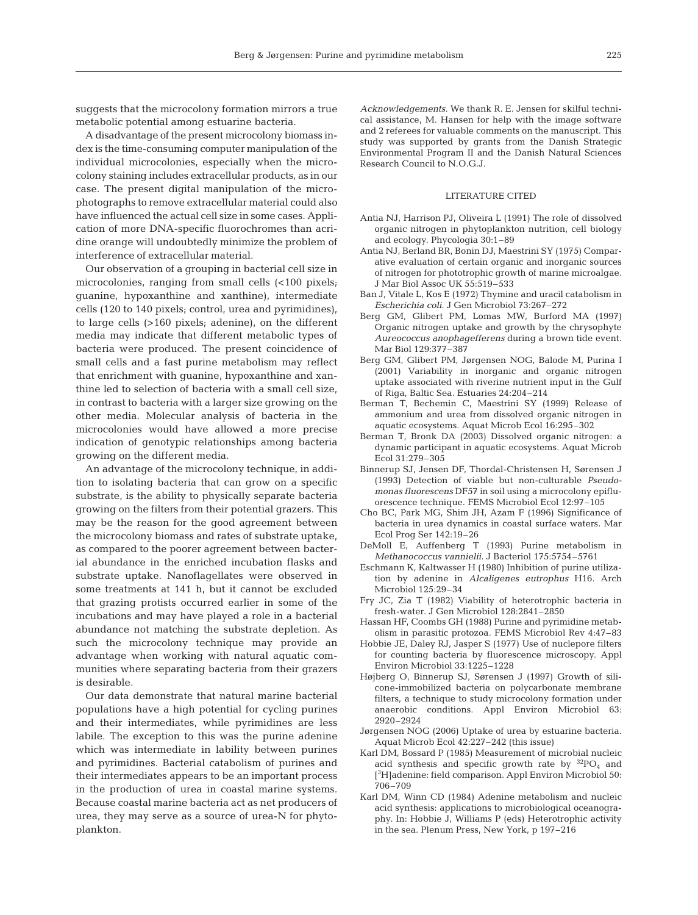suggests that the microcolony formation mirrors a true metabolic potential among estuarine bacteria.

A disadvantage of the present microcolony biomass index is the time-consuming computer manipulation of the individual microcolonies, especially when the microcolony staining includes extracellular products, as in our case. The present digital manipulation of the microphotographs to remove extracellular material could also have influenced the actual cell size in some cases. Application of more DNA-specific fluorochromes than acridine orange will undoubtedly minimize the problem of interference of extracellular material.

Our observation of a grouping in bacterial cell size in microcolonies, ranging from small cells (<100 pixels; guanine, hypoxanthine and xanthine), intermediate cells (120 to 140 pixels; control, urea and pyrimidines), to large cells (>160 pixels; adenine), on the different media may indicate that different metabolic types of bacteria were produced. The present coincidence of small cells and a fast purine metabolism may reflect that enrichment with guanine, hypoxanthine and xanthine led to selection of bacteria with a small cell size, in contrast to bacteria with a larger size growing on the other media. Molecular analysis of bacteria in the microcolonies would have allowed a more precise indication of genotypic relationships among bacteria growing on the different media.

An advantage of the microcolony technique, in addition to isolating bacteria that can grow on a specific substrate, is the ability to physically separate bacteria growing on the filters from their potential grazers. This may be the reason for the good agreement between the microcolony biomass and rates of substrate uptake, as compared to the poorer agreement between bacterial abundance in the enriched incubation flasks and substrate uptake. Nanoflagellates were observed in some treatments at 141 h, but it cannot be excluded that grazing protists occurred earlier in some of the incubations and may have played a role in a bacterial abundance not matching the substrate depletion. As such the microcolony technique may provide an advantage when working with natural aquatic communities where separating bacteria from their grazers is desirable.

Our data demonstrate that natural marine bacterial populations have a high potential for cycling purines and their intermediates, while pyrimidines are less labile. The exception to this was the purine adenine which was intermediate in lability between purines and pyrimidines. Bacterial catabolism of purines and their intermediates appears to be an important process in the production of urea in coastal marine systems. Because coastal marine bacteria act as net producers of urea, they may serve as a source of urea-N for phytoplankton.

*Acknowledgements.* We thank R. E. Jensen for skilful technical assistance, M. Hansen for help with the image software and 2 referees for valuable comments on the manuscript. This study was supported by grants from the Danish Strategic Environmental Program II and the Danish Natural Sciences Research Council to N.O.G.J.

## LITERATURE CITED

Antia NJ, Harrison PJ, Oliveira L (1991) The role of dissolved organic nitrogen in phytoplankton nutrition, cell biology and ecology. Phycologia 30:1–89

Antia NJ, Berland BR, Bonin DJ, Maestrini SY (1975) Comparative evaluation of certain organic and inorganic sources of nitrogen for phototrophic growth of marine microalgae. J Mar Biol Assoc UK 55:519–533

Ban J, Vitale L, Kos E (1972) Thymine and uracil catabolism in *Escherichia coli*. J Gen Microbiol 73:267–272

Berg GM, Glibert PM, Lomas MW, Burford MA (1997) Organic nitrogen uptake and growth by the chrysophyte *Aureococcus anophagefferens* during a brown tide event. Mar Biol 129:377–387

Berg GM, Glibert PM, Jørgensen NOG, Balode M, Purina I (2001) Variability in inorganic and organic nitrogen uptake associated with riverine nutrient input in the Gulf of Riga, Baltic Sea. Estuaries 24:204–214

Berman T, Bechemin C, Maestrini SY (1999) Release of ammonium and urea from dissolved organic nitrogen in aquatic ecosystems. Aquat Microb Ecol 16:295–302

Berman T, Bronk DA (2003) Dissolved organic nitrogen: a dynamic participant in aquatic ecosystems. Aquat Microb Ecol 31:279–305

Binnerup SJ, Jensen DF, Thordal-Christensen H, Sørensen J (1993) Detection of viable but non-culturable *Pseudomonas fluorescens* DF57 in soil using a microcolony epifluorescence technique. FEMS Microbiol Ecol 12:97–105

Cho BC, Park MG, Shim JH, Azam F (1996) Significance of bacteria in urea dynamics in coastal surface waters. Mar Ecol Prog Ser 142:19–26

DeMoll E, Auffenberg T (1993) Purine metabolism in *Methanococcus vannielii*. J Bacteriol 175:5754–5761

Eschmann K, Kaltwasser H (1980) Inhibition of purine utilization by adenine in *Alcaligenes eutrophus* H16. Arch Microbiol 125:29–34

Fry JC, Zia T (1982) Viability of heterotrophic bacteria in fresh-water. J Gen Microbiol 128:2841–2850

Hassan HF, Coombs GH (1988) Purine and pyrimidine metabolism in parasitic protozoa. FEMS Microbiol Rev 4:47–83

Hobbie JE, Daley RJ, Jasper S (1977) Use of nuclepore filters for counting bacteria by fluorescence microscopy. Appl Environ Microbiol 33:1225–1228

Højberg O, Binnerup SJ, Sørensen J (1997) Growth of silicone-immobilized bacteria on polycarbonate membrane filters, a technique to study microcolony formation under anaerobic conditions. Appl Environ Microbiol 63: 2920–2924

Jørgensen NOG (2006) Uptake of urea by estuarine bacteria. Aquat Microb Ecol 42:227–242 (this issue)

Karl DM, Bossard P (1985) Measurement of microbial nucleic acid synthesis and specific growth rate by $^{32}PO_4$ and [$^{3}$H]adenine: field comparison. Appl Environ Microbiol 50: 706–709

Karl DM, Winn CD (1984) Adenine metabolism and nucleic acid synthesis: applications to microbiological oceanography. In: Hobbie J, Williams P (eds) Heterotrophic activity in the sea. Plenum Press, New York, p 197–216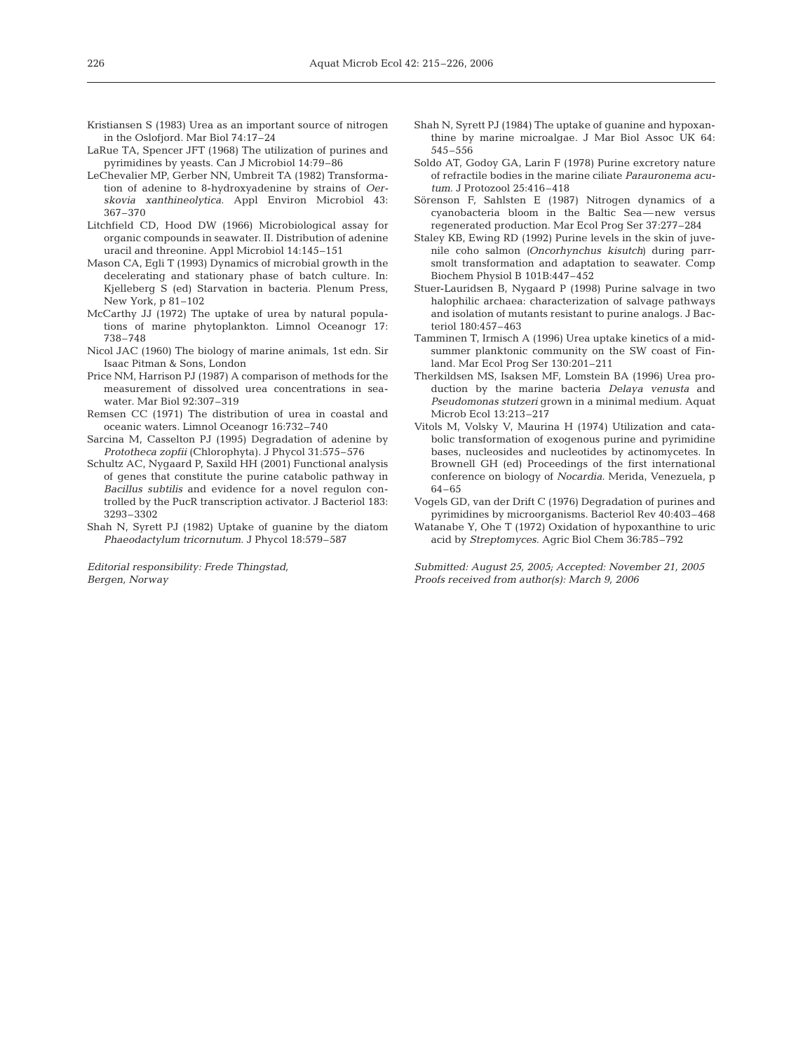Kristiansen S (1983) Urea as an important source of nitrogen in the Oslofjord. Mar Biol 74:17–24

LaRue TA, Spencer JFT (1968) The utilization of purines and pyrimidines by yeasts. Can J Microbiol 14:79–86

LeChevalier MP, Gerber NN, Umbreit TA (1982) Transformation of adenine to 8-hydroxyadenine by strains of *Oerskovia xanthineolytica*. Appl Environ Microbiol 43: 367–370

Litchfield CD, Hood DW (1966) Microbiological assay for organic compounds in seawater. II. Distribution of adenine uracil and threonine. Appl Microbiol 14:145–151

Mason CA, Egli T (1993) Dynamics of microbial growth in the decelerating and stationary phase of batch culture. In: Kjelleberg S (ed) Starvation in bacteria. Plenum Press, New York, p 81–102

McCarthy JJ (1972) The uptake of urea by natural populations of marine phytoplankton. Limnol Oceanogr 17: 738–748

Nicol JAC (1960) The biology of marine animals, 1st edn. Sir Isaac Pitman & Sons, London

Price NM, Harrison PJ (1987) A comparison of methods for the measurement of dissolved urea concentrations in seawater. Mar Biol 92:307–319

Remsen CC (1971) The distribution of urea in coastal and oceanic waters. Limnol Oceanogr 16:732–740

Sarcina M, Casselton PJ (1995) Degradation of adenine by *Prototheca zopfii* (Chlorophyta). J Phycol 31:575–576

Schultz AC, Nygaard P, Saxild HH (2001) Functional analysis of genes that constitute the purine catabolic pathway in *Bacillus subtilis* and evidence for a novel regulon controlled by the PucR transcription activator. J Bacteriol 183: 3293–3302

Shah N, Syrett PJ (1982) Uptake of guanine by the diatom *Phaeodactylum tricornutum*. J Phycol 18:579–587

Shah N, Syrett PJ (1984) The uptake of guanine and hypoxanthine by marine microalgae. J Mar Biol Assoc UK 64: 545–556

Soldo AT, Godoy GA, Larin F (1978) Purine excretory nature of refractile bodies in the marine ciliate *Parauronema acutum*. J Protozool 25:416–418

Sörenson F, Sahlsten E (1987) Nitrogen dynamics of a cyanobacteria bloom in the Baltic Sea—new versus regenerated production. Mar Ecol Prog Ser 37:277–284

Staley KB, Ewing RD (1992) Purine levels in the skin of juvenile coho salmon (*Oncorhynchus kisutch*) during parr-smolt transformation and adaptation to seawater. Comp Biochem Physiol B 101B:447–452

Stuer-Lauridsen B, Nygaard P (1998) Purine salvage in two halophilic archaea: characterization of salvage pathways and isolation of mutants resistant to purine analogs. J Bacteriol 180:457–463

Tamminen T, Irmisch A (1996) Urea uptake kinetics of a midsummer planktonic community on the SW coast of Finland. Mar Ecol Prog Ser 130:201–211

Therkildsen MS, Isaksen MF, Lomstein BA (1996) Urea production by the marine bacteria *Delaya venusta* and *Pseudomonas stutzeri* grown in a minimal medium. Aquat Microb Ecol 13:213–217

Vitols M, Volsky V, Maurina H (1974) Utilization and catabolic transformation of exogenous purine and pyrimidine bases, nucleosides and nucleotides by actinomycetes. In Brownell GH (ed) Proceedings of the first international conference on biology of *Nocardia*. Merida, Venezuela, p 64–65

Vogels GD, van der Drift C (1976) Degradation of purines and pyrimidines by microorganisms. Bacteriol Rev 40:403–468

Watanabe Y, Ohe T (1972) Oxidation of hypoxanthine to uric acid by *Streptomyces*. Agric Biol Chem 36:785–792

*Editorial responsibility: Frede Thingstad, Bergen, Norway*

*Submitted: August 25, 2005; Accepted: November 21, 2005*
*Proofs received from author(s): March 9, 2006*